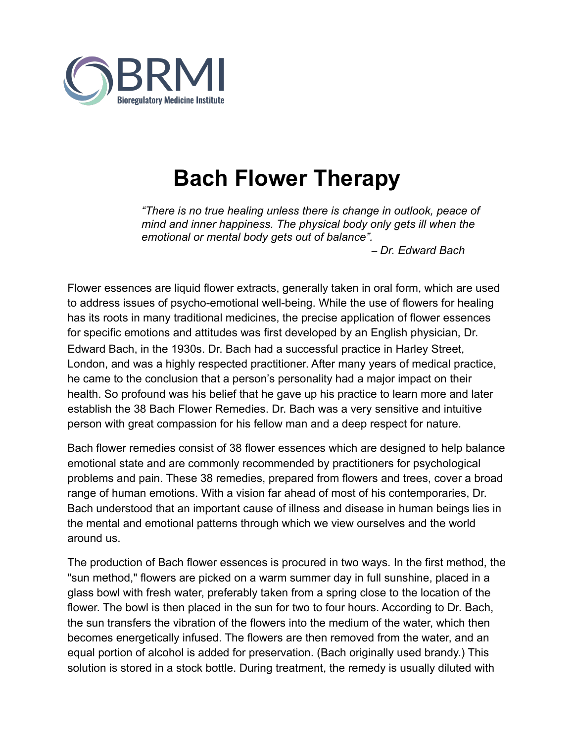BRMI
Bioregulatory Medicine Institute

# Bach Flower Therapy

> *"There is no true healing unless there is change in outlook, peace of mind and inner happiness. The physical body only gets ill when the emotional or mental body gets out of balance".*
>
> *– Dr. Edward Bach*

Flower essences are liquid flower extracts, generally taken in oral form, which are used to address issues of psycho-emotional well-being. While the use of flowers for healing has its roots in many traditional medicines, the precise application of flower essences for specific emotions and attitudes was first developed by an English physician, Dr. Edward Bach, in the 1930s. Dr. Bach had a successful practice in Harley Street, London, and was a highly respected practitioner. After many years of medical practice, he came to the conclusion that a person's personality had a major impact on their health. So profound was his belief that he gave up his practice to learn more and later establish the 38 Bach Flower Remedies. Dr. Bach was a very sensitive and intuitive person with great compassion for his fellow man and a deep respect for nature.

Bach flower remedies consist of 38 flower essences which are designed to help balance emotional state and are commonly recommended by practitioners for psychological problems and pain. These 38 remedies, prepared from flowers and trees, cover a broad range of human emotions. With a vision far ahead of most of his contemporaries, Dr. Bach understood that an important cause of illness and disease in human beings lies in the mental and emotional patterns through which we view ourselves and the world around us.

The production of Bach flower essences is procured in two ways. In the first method, the "sun method," flowers are picked on a warm summer day in full sunshine, placed in a glass bowl with fresh water, preferably taken from a spring close to the location of the flower. The bowl is then placed in the sun for two to four hours. According to Dr. Bach, the sun transfers the vibration of the flowers into the medium of the water, which then becomes energetically infused. The flowers are then removed from the water, and an equal portion of alcohol is added for preservation. (Bach originally used brandy.) This solution is stored in a stock bottle. During treatment, the remedy is usually diluted with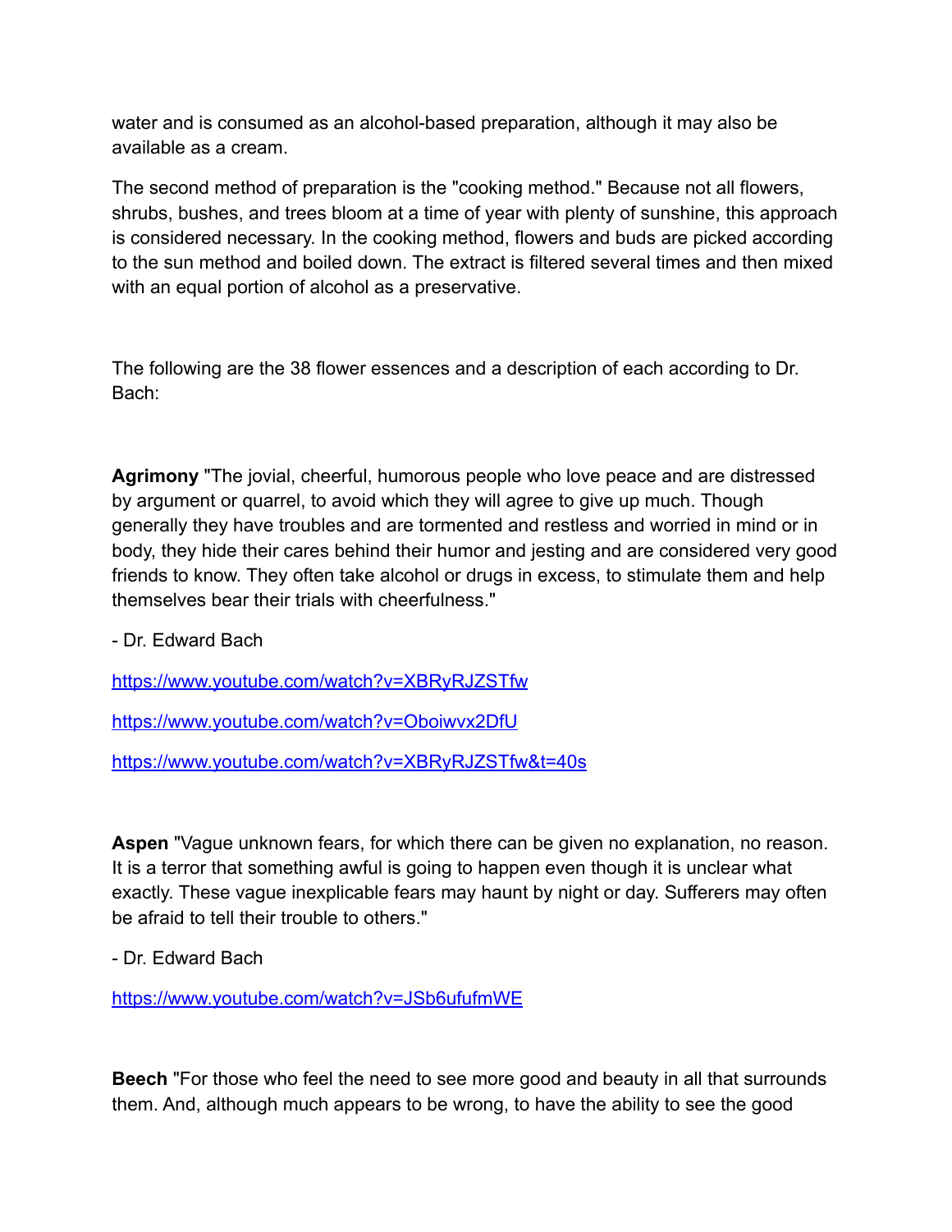water and is consumed as an alcohol-based preparation, although it may also be available as a cream.

The second method of preparation is the "cooking method." Because not all flowers, shrubs, bushes, and trees bloom at a time of year with plenty of sunshine, this approach is considered necessary. In the cooking method, flowers and buds are picked according to the sun method and boiled down. The extract is filtered several times and then mixed with an equal portion of alcohol as a preservative.

The following are the 38 flower essences and a description of each according to Dr. Bach:

**Agrimony** "The jovial, cheerful, humorous people who love peace and are distressed by argument or quarrel, to avoid which they will agree to give up much. Though generally they have troubles and are tormented and restless and worried in mind or in body, they hide their cares behind their humor and jesting and are considered very good friends to know. They often take alcohol or drugs in excess, to stimulate them and help themselves bear their trials with cheerfulness."

- Dr. Edward Bach

https://www.youtube.com/watch?v=XBRyRJZSTfw

https://www.youtube.com/watch?v=Oboiwvx2DfU

https://www.youtube.com/watch?v=XBRyRJZSTfw&t=40s

**Aspen** "Vague unknown fears, for which there can be given no explanation, no reason. It is a terror that something awful is going to happen even though it is unclear what exactly. These vague inexplicable fears may haunt by night or day. Sufferers may often be afraid to tell their trouble to others."

- Dr. Edward Bach

https://www.youtube.com/watch?v=JSb6ufufmWE

**Beech** "For those who feel the need to see more good and beauty in all that surrounds them. And, although much appears to be wrong, to have the ability to see the good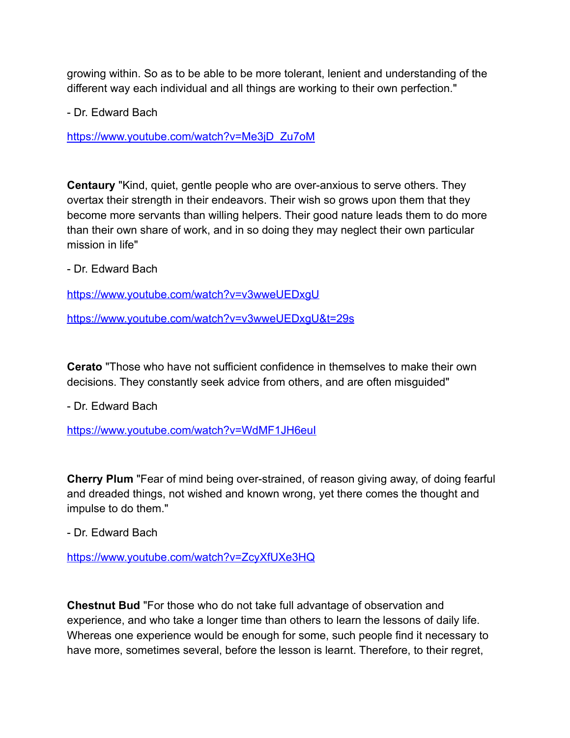growing within. So as to be able to be more tolerant, lenient and understanding of the different way each individual and all things are working to their own perfection."

- Dr. Edward Bach

https://www.youtube.com/watch?v=Me3jD_Zu7oM

**Centaury** "Kind, quiet, gentle people who are over-anxious to serve others. They overtax their strength in their endeavors. Their wish so grows upon them that they become more servants than willing helpers. Their good nature leads them to do more than their own share of work, and in so doing they may neglect their own particular mission in life"

- Dr. Edward Bach

https://www.youtube.com/watch?v=v3wweUEDxgU

https://www.youtube.com/watch?v=v3wweUEDxgU&t=29s

**Cerato** "Those who have not sufficient confidence in themselves to make their own decisions. They constantly seek advice from others, and are often misguided"

- Dr. Edward Bach

https://www.youtube.com/watch?v=WdMF1JH6euI

**Cherry Plum** "Fear of mind being over-strained, of reason giving away, of doing fearful and dreaded things, not wished and known wrong, yet there comes the thought and impulse to do them."

- Dr. Edward Bach

https://www.youtube.com/watch?v=ZcyXfUXe3HQ

**Chestnut Bud** "For those who do not take full advantage of observation and experience, and who take a longer time than others to learn the lessons of daily life. Whereas one experience would be enough for some, such people find it necessary to have more, sometimes several, before the lesson is learnt. Therefore, to their regret,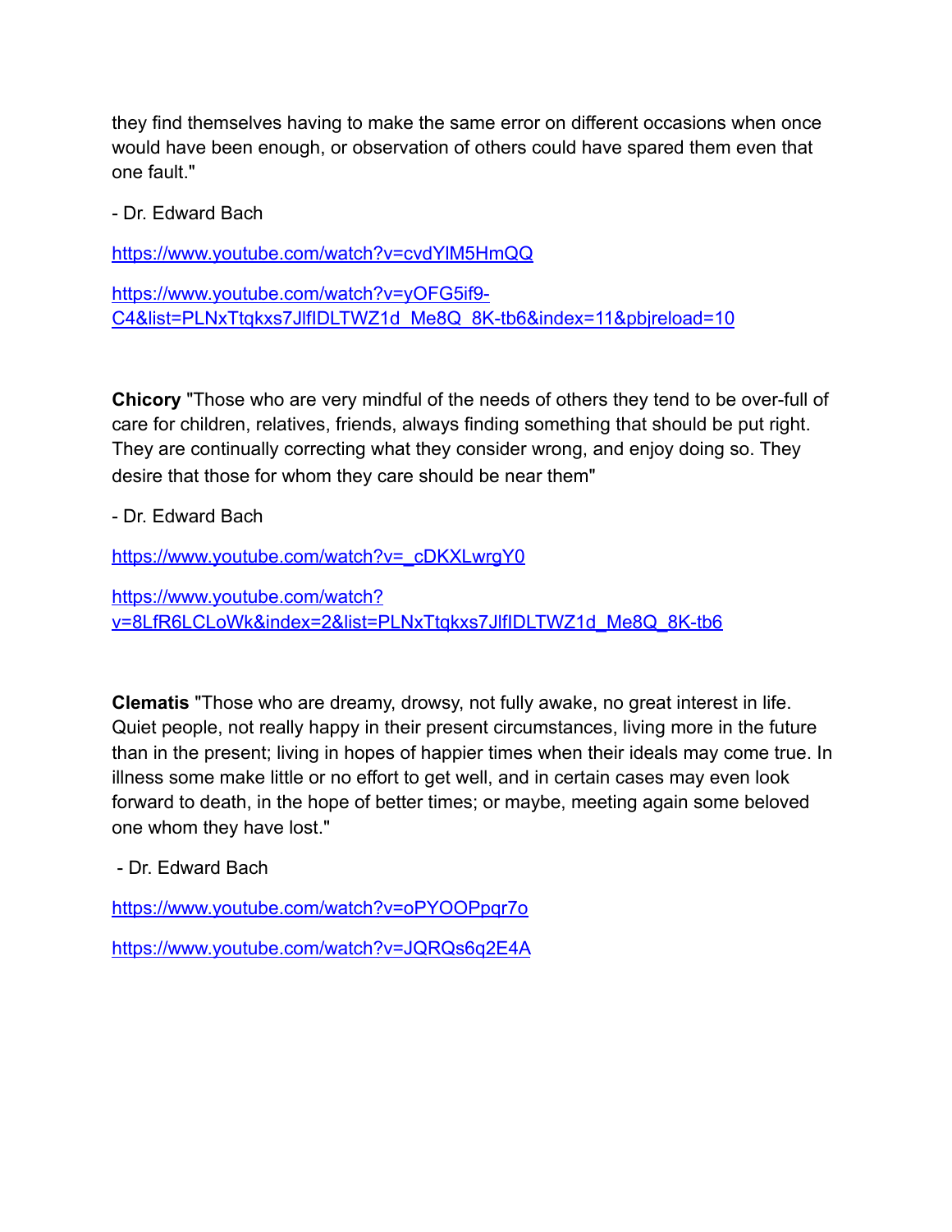they find themselves having to make the same error on different occasions when once would have been enough, or observation of others could have spared them even that one fault."

- Dr. Edward Bach

https://www.youtube.com/watch?v=cvdYlM5HmQQ

https://www.youtube.com/watch?v=yOFG5if9-C4&list=PLNxTtqkxs7JlfIDLTWZ1d_Me8Q_8K-tb6&index=11&pbjreload=10

**Chicory** "Those who are very mindful of the needs of others they tend to be over-full of care for children, relatives, friends, always finding something that should be put right. They are continually correcting what they consider wrong, and enjoy doing so. They desire that those for whom they care should be near them"

- Dr. Edward Bach

https://www.youtube.com/watch?v=_cDKXLwrgY0

https://www.youtube.com/watch?v=8LfR6LCLoWk&index=2&list=PLNxTtqkxs7JlfIDLTWZ1d_Me8Q_8K-tb6

**Clematis** "Those who are dreamy, drowsy, not fully awake, no great interest in life. Quiet people, not really happy in their present circumstances, living more in the future than in the present; living in hopes of happier times when their ideals may come true. In illness some make little or no effort to get well, and in certain cases may even look forward to death, in the hope of better times; or maybe, meeting again some beloved one whom they have lost."

- Dr. Edward Bach

https://www.youtube.com/watch?v=oPYOOPpqr7o

https://www.youtube.com/watch?v=JQRQs6q2E4A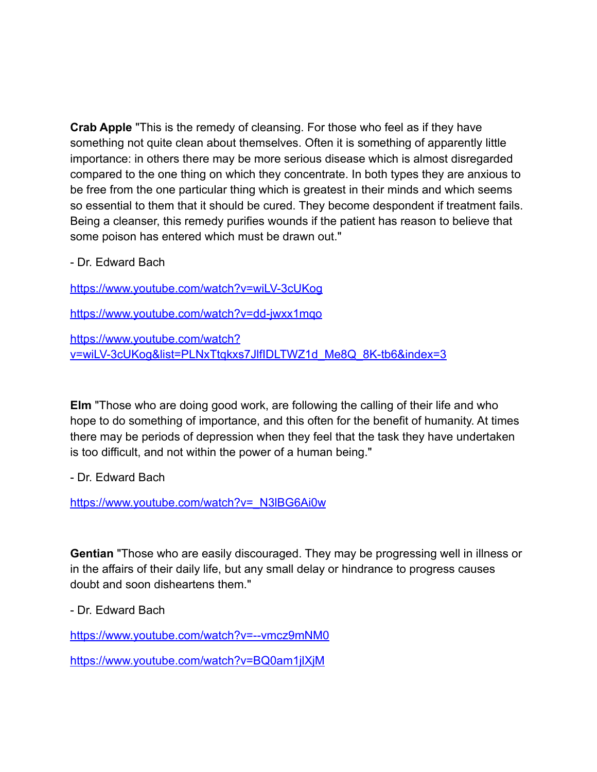**Crab Apple** "This is the remedy of cleansing. For those who feel as if they have something not quite clean about themselves. Often it is something of apparently little importance: in others there may be more serious disease which is almost disregarded compared to the one thing on which they concentrate. In both types they are anxious to be free from the one particular thing which is greatest in their minds and which seems so essential to them that it should be cured. They become despondent if treatment fails. Being a cleanser, this remedy purifies wounds if the patient has reason to believe that some poison has entered which must be drawn out."

- Dr. Edward Bach

https://www.youtube.com/watch?v=wiLV-3cUKog

https://www.youtube.com/watch?v=dd-jwxx1mqo

https://www.youtube.com/watch?v=wiLV-3cUKog&list=PLNxTtqkxs7JlfIDLTWZ1d_Me8Q_8K-tb6&index=3

**Elm** "Those who are doing good work, are following the calling of their life and who hope to do something of importance, and this often for the benefit of humanity. At times there may be periods of depression when they feel that the task they have undertaken is too difficult, and not within the power of a human being."

- Dr. Edward Bach

https://www.youtube.com/watch?v=_N3lBG6Ai0w

**Gentian** "Those who are easily discouraged. They may be progressing well in illness or in the affairs of their daily life, but any small delay or hindrance to progress causes doubt and soon disheartens them."

- Dr. Edward Bach

https://www.youtube.com/watch?v=--vmcz9mNM0

https://www.youtube.com/watch?v=BQ0am1jlXjM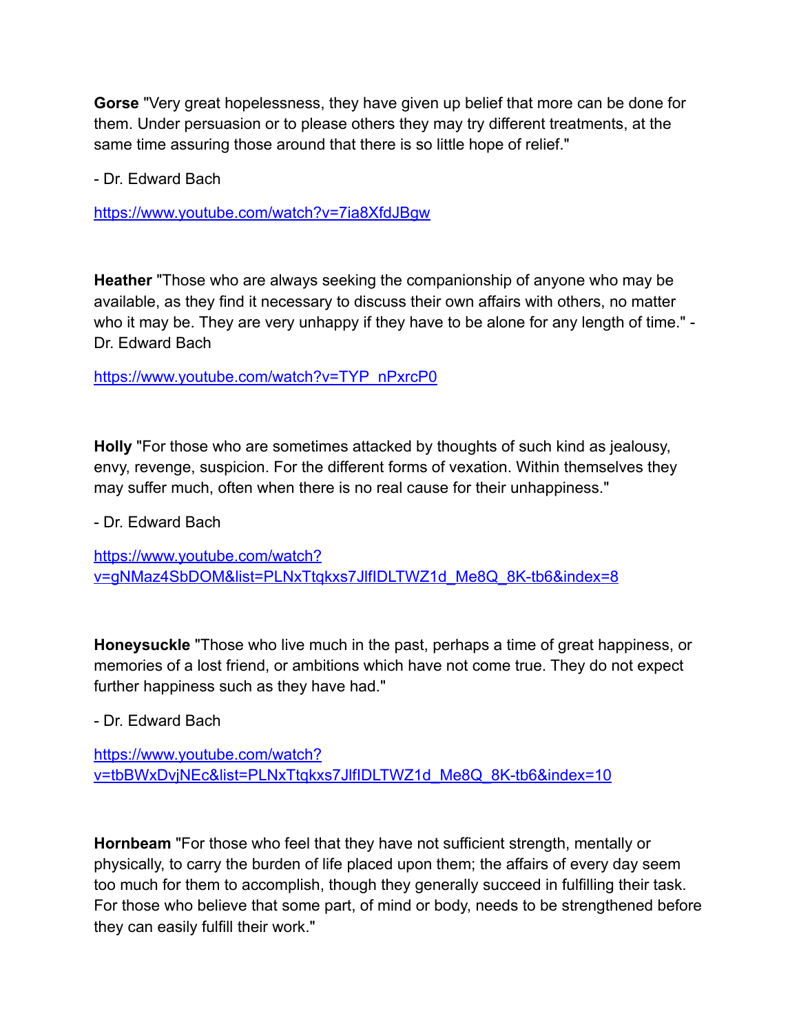**Gorse** "Very great hopelessness, they have given up belief that more can be done for them. Under persuasion or to please others they may try different treatments, at the same time assuring those around that there is so little hope of relief."

- Dr. Edward Bach

https://www.youtube.com/watch?v=7ia8XfdJBgw

**Heather** "Those who are always seeking the companionship of anyone who may be available, as they find it necessary to discuss their own affairs with others, no matter who it may be. They are very unhappy if they have to be alone for any length of time." - Dr. Edward Bach

https://www.youtube.com/watch?v=TYP_nPxrcP0

**Holly** "For those who are sometimes attacked by thoughts of such kind as jealousy, envy, revenge, suspicion. For the different forms of vexation. Within themselves they may suffer much, often when there is no real cause for their unhappiness."

- Dr. Edward Bach

https://www.youtube.com/watch?v=gNMaz4SbDOM&list=PLNxTtqkxs7JlfIDLTWZ1d_Me8Q_8K-tb6&index=8

**Honeysuckle** "Those who live much in the past, perhaps a time of great happiness, or memories of a lost friend, or ambitions which have not come true. They do not expect further happiness such as they have had."

- Dr. Edward Bach

https://www.youtube.com/watch?v=tbBWxDvjNEc&list=PLNxTtqkxs7JlfIDLTWZ1d_Me8Q_8K-tb6&index=10

**Hornbeam** "For those who feel that they have not sufficient strength, mentally or physically, to carry the burden of life placed upon them; the affairs of every day seem too much for them to accomplish, though they generally succeed in fulfilling their task. For those who believe that some part, of mind or body, needs to be strengthened before they can easily fulfill their work."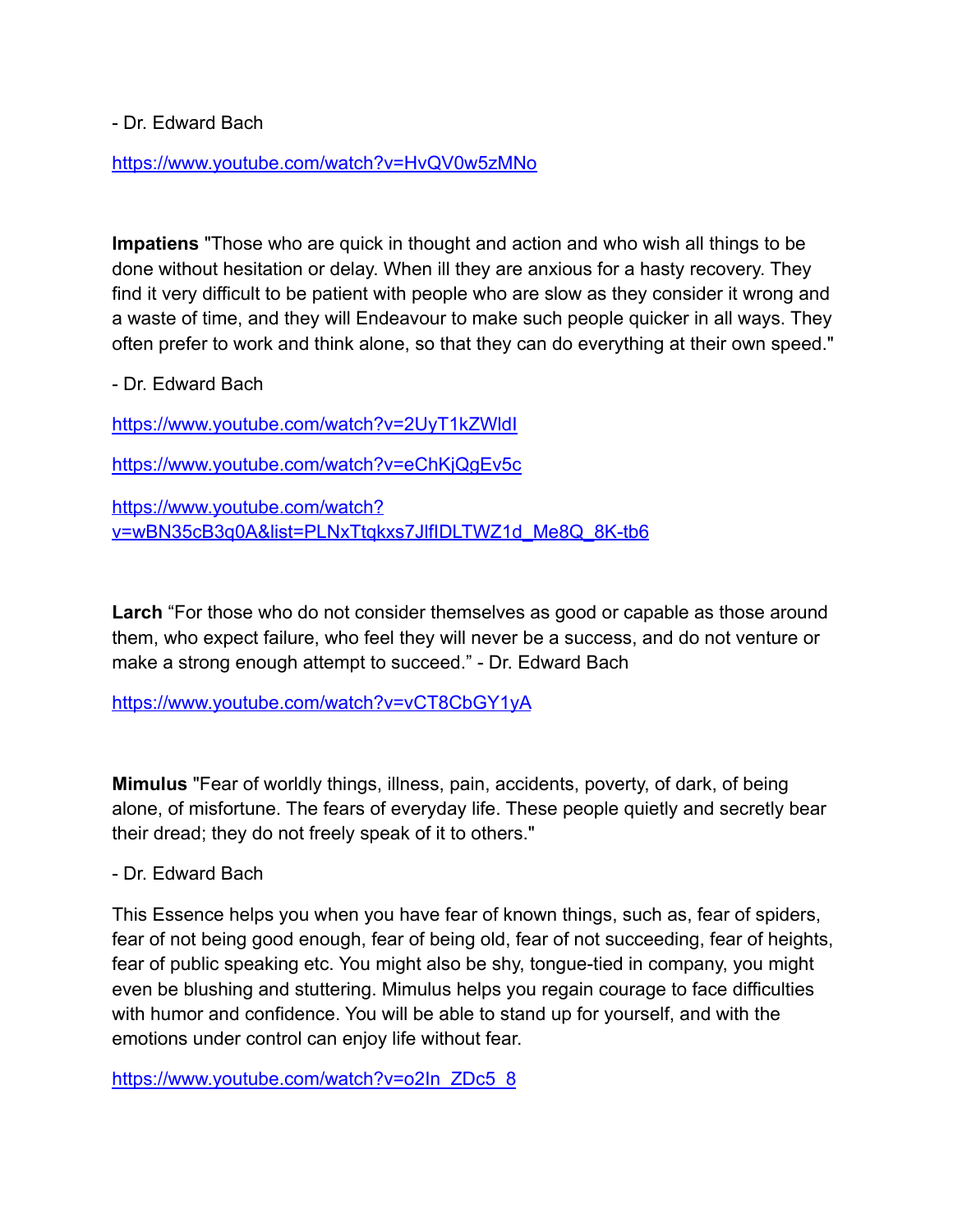- Dr. Edward Bach

https://www.youtube.com/watch?v=HvQV0w5zMNo

**Impatiens** "Those who are quick in thought and action and who wish all things to be done without hesitation or delay. When ill they are anxious for a hasty recovery. They find it very difficult to be patient with people who are slow as they consider it wrong and a waste of time, and they will Endeavour to make such people quicker in all ways. They often prefer to work and think alone, so that they can do everything at their own speed."

- Dr. Edward Bach

https://www.youtube.com/watch?v=2UyT1kZWldI

https://www.youtube.com/watch?v=eChKjQgEv5c

https://www.youtube.com/watch?v=wBN35cB3q0A&list=PLNxTtqkxs7JlfIDLTWZ1d_Me8Q_8K-tb6

**Larch** "For those who do not consider themselves as good or capable as those around them, who expect failure, who feel they will never be a success, and do not venture or make a strong enough attempt to succeed." - Dr. Edward Bach

https://www.youtube.com/watch?v=vCT8CbGY1yA

**Mimulus** "Fear of worldly things, illness, pain, accidents, poverty, of dark, of being alone, of misfortune. The fears of everyday life. These people quietly and secretly bear their dread; they do not freely speak of it to others."

- Dr. Edward Bach

This Essence helps you when you have fear of known things, such as, fear of spiders, fear of not being good enough, fear of being old, fear of not succeeding, fear of heights, fear of public speaking etc. You might also be shy, tongue-tied in company, you might even be blushing and stuttering. Mimulus helps you regain courage to face difficulties with humor and confidence. You will be able to stand up for yourself, and with the emotions under control can enjoy life without fear.

https://www.youtube.com/watch?v=o2In_ZDc5_8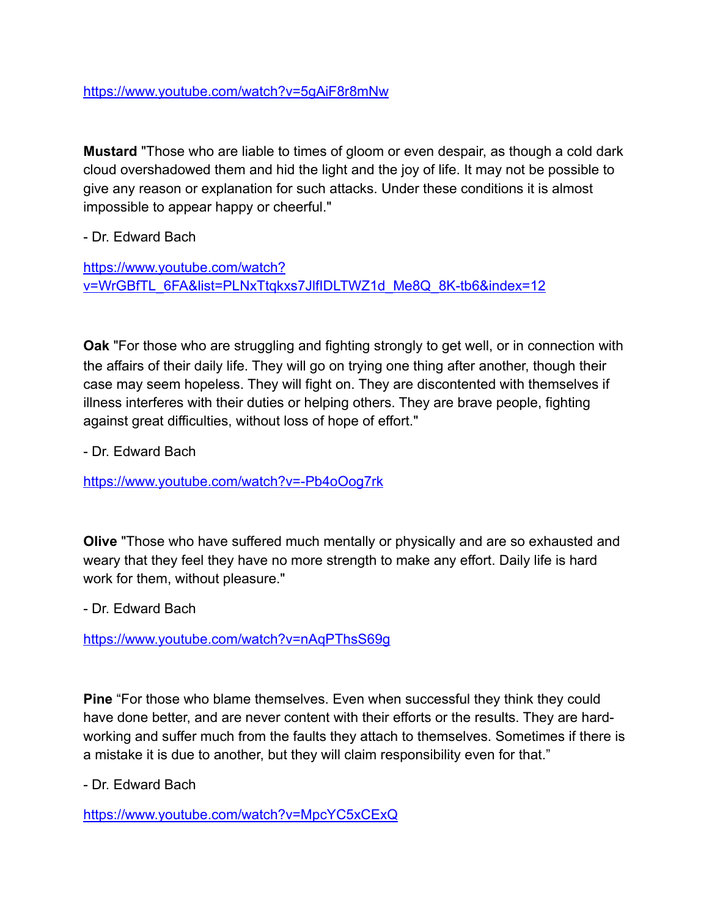https://www.youtube.com/watch?v=5gAiF8r8mNw

**Mustard** "Those who are liable to times of gloom or even despair, as though a cold dark cloud overshadowed them and hid the light and the joy of life. It may not be possible to give any reason or explanation for such attacks. Under these conditions it is almost impossible to appear happy or cheerful."

- Dr. Edward Bach

https://www.youtube.com/watch?v=WrGBfTL_6FA&list=PLNxTtqkxs7JlfIDLTWZ1d_Me8Q_8K-tb6&index=12

**Oak** "For those who are struggling and fighting strongly to get well, or in connection with the affairs of their daily life. They will go on trying one thing after another, though their case may seem hopeless. They will fight on. They are discontented with themselves if illness interferes with their duties or helping others. They are brave people, fighting against great difficulties, without loss of hope of effort."

- Dr. Edward Bach

https://www.youtube.com/watch?v=-Pb4oOog7rk

**Olive** "Those who have suffered much mentally or physically and are so exhausted and weary that they feel they have no more strength to make any effort. Daily life is hard work for them, without pleasure."

- Dr. Edward Bach

https://www.youtube.com/watch?v=nAqPThsS69g

**Pine** "For those who blame themselves. Even when successful they think they could have done better, and are never content with their efforts or the results. They are hard-working and suffer much from the faults they attach to themselves. Sometimes if there is a mistake it is due to another, but they will claim responsibility even for that."

- Dr. Edward Bach

https://www.youtube.com/watch?v=MpcYC5xCExQ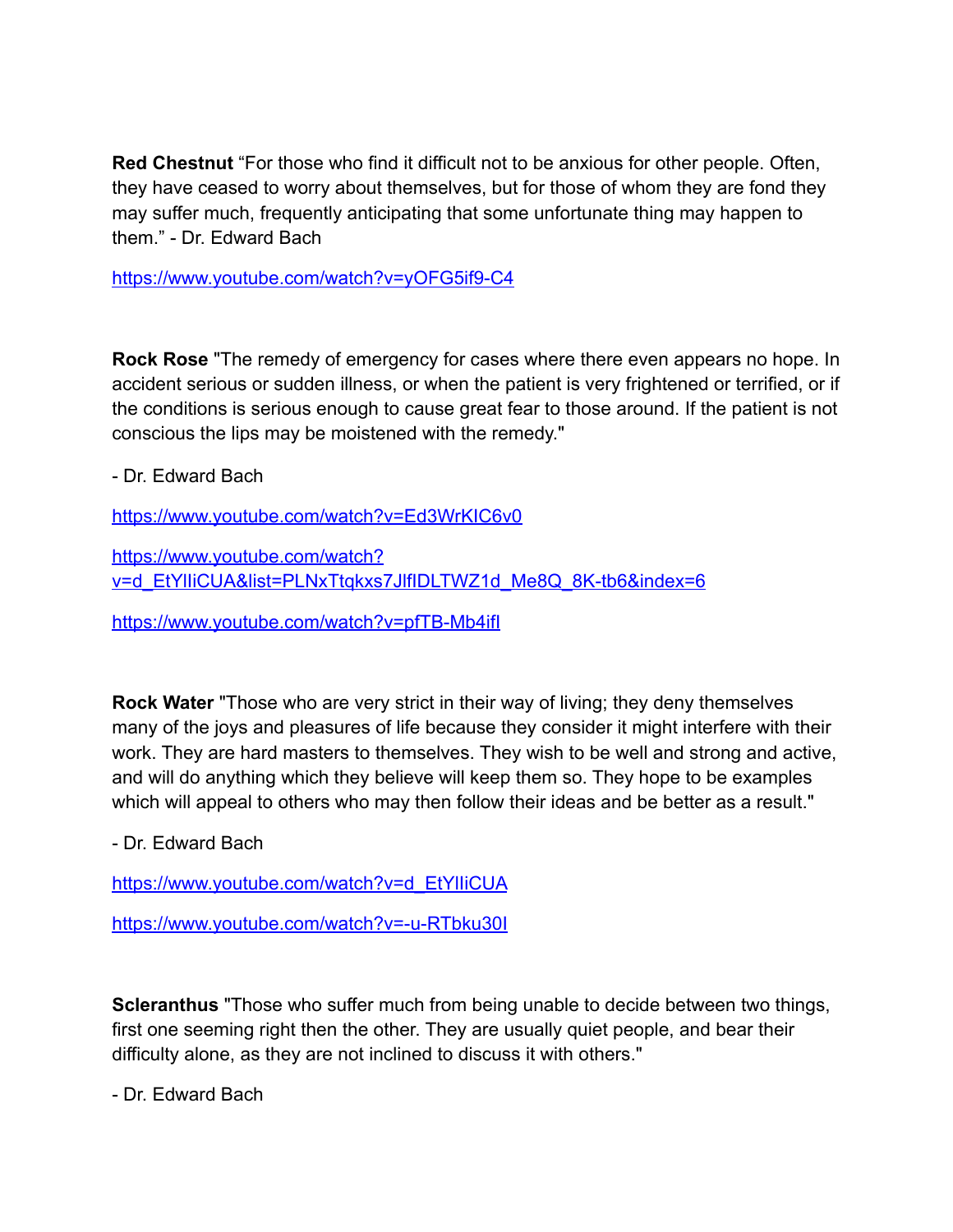**Red Chestnut** “For those who find it difficult not to be anxious for other people. Often, they have ceased to worry about themselves, but for those of whom they are fond they may suffer much, frequently anticipating that some unfortunate thing may happen to them.” - Dr. Edward Bach

https://www.youtube.com/watch?v=yOFG5if9-C4

**Rock Rose** "The remedy of emergency for cases where there even appears no hope. In accident serious or sudden illness, or when the patient is very frightened or terrified, or if the conditions is serious enough to cause great fear to those around. If the patient is not conscious the lips may be moistened with the remedy."

- Dr. Edward Bach

https://www.youtube.com/watch?v=Ed3WrKIC6v0

https://www.youtube.com/watch?v=d_EtYlIiCUA&list=PLNxTtqkxs7JlfIDLTWZ1d_Me8Q_8K-tb6&index=6

https://www.youtube.com/watch?v=pfTB-Mb4ifI

**Rock Water** "Those who are very strict in their way of living; they deny themselves many of the joys and pleasures of life because they consider it might interfere with their work. They are hard masters to themselves. They wish to be well and strong and active, and will do anything which they believe will keep them so. They hope to be examples which will appeal to others who may then follow their ideas and be better as a result."

- Dr. Edward Bach

https://www.youtube.com/watch?v=d_EtYlIiCUA

https://www.youtube.com/watch?v=-u-RTbku30I

**Scleranthus** "Those who suffer much from being unable to decide between two things, first one seeming right then the other. They are usually quiet people, and bear their difficulty alone, as they are not inclined to discuss it with others."

- Dr. Edward Bach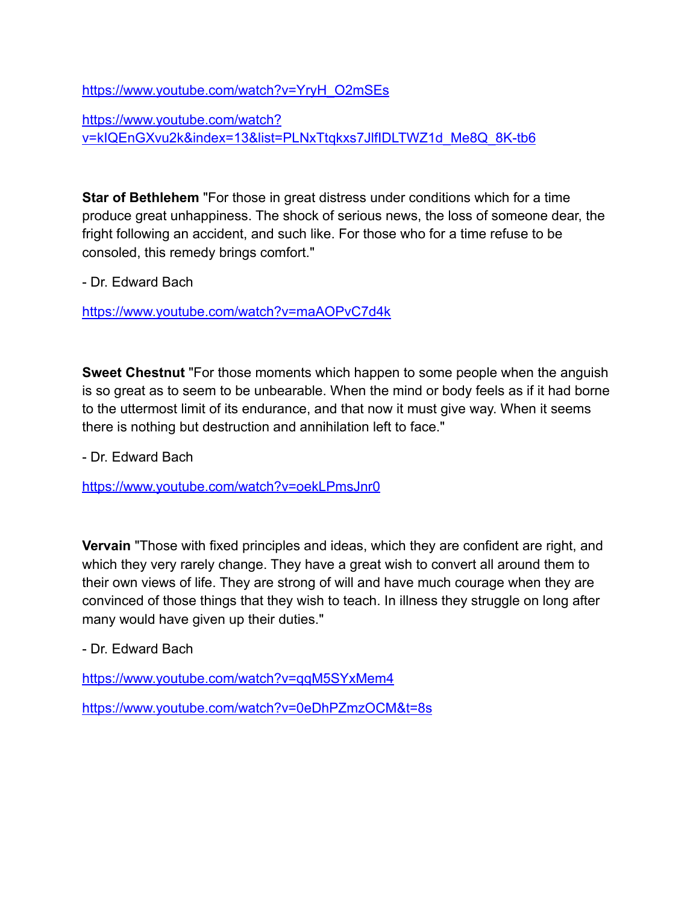https://www.youtube.com/watch?v=YryH_O2mSEs

https://www.youtube.com/watch?v=kIQEnGXvu2k&index=13&list=PLNxTtqkxs7JlfIDLTWZ1d_Me8Q_8K-tb6

**Star of Bethlehem** "For those in great distress under conditions which for a time produce great unhappiness. The shock of serious news, the loss of someone dear, the fright following an accident, and such like. For those who for a time refuse to be consoled, this remedy brings comfort."

- Dr. Edward Bach

https://www.youtube.com/watch?v=maAOPvC7d4k

**Sweet Chestnut** "For those moments which happen to some people when the anguish is so great as to seem to be unbearable. When the mind or body feels as if it had borne to the uttermost limit of its endurance, and that now it must give way. When it seems there is nothing but destruction and annihilation left to face."

- Dr. Edward Bach

https://www.youtube.com/watch?v=oekLPmsJnr0

**Vervain** "Those with fixed principles and ideas, which they are confident are right, and which they very rarely change. They have a great wish to convert all around them to their own views of life. They are strong of will and have much courage when they are convinced of those things that they wish to teach. In illness they struggle on long after many would have given up their duties."

- Dr. Edward Bach

https://www.youtube.com/watch?v=qqM5SYxMem4

https://www.youtube.com/watch?v=0eDhPZmzOCM&t=8s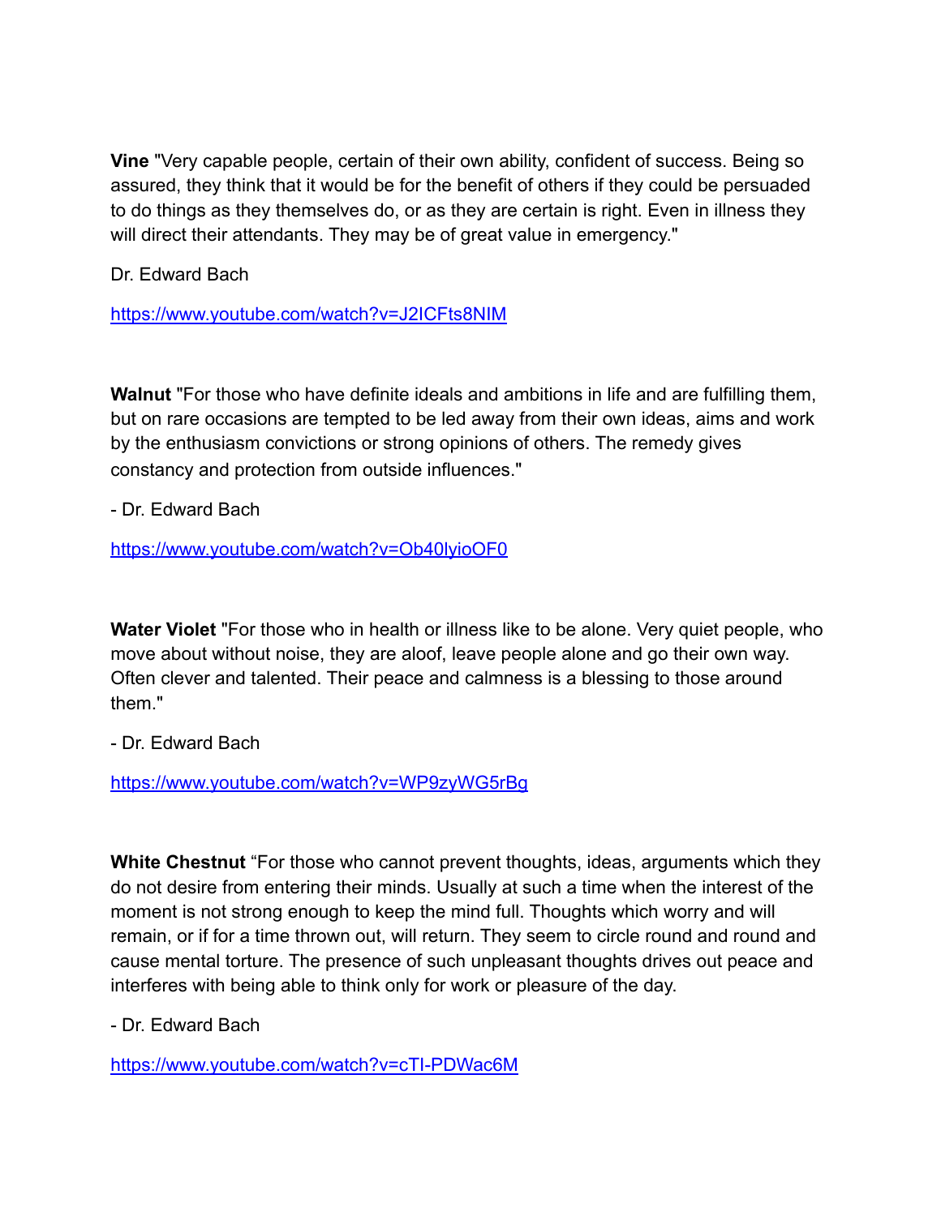**Vine** "Very capable people, certain of their own ability, confident of success. Being so assured, they think that it would be for the benefit of others if they could be persuaded to do things as they themselves do, or as they are certain is right. Even in illness they will direct their attendants. They may be of great value in emergency."

Dr. Edward Bach

https://www.youtube.com/watch?v=J2ICFts8NIM

**Walnut** "For those who have definite ideals and ambitions in life and are fulfilling them, but on rare occasions are tempted to be led away from their own ideas, aims and work by the enthusiasm convictions or strong opinions of others. The remedy gives constancy and protection from outside influences."

- Dr. Edward Bach

https://www.youtube.com/watch?v=Ob40lyioOF0

**Water Violet** "For those who in health or illness like to be alone. Very quiet people, who move about without noise, they are aloof, leave people alone and go their own way. Often clever and talented. Their peace and calmness is a blessing to those around them."

- Dr. Edward Bach

https://www.youtube.com/watch?v=WP9zyWG5rBg

**White Chestnut** "For those who cannot prevent thoughts, ideas, arguments which they do not desire from entering their minds. Usually at such a time when the interest of the moment is not strong enough to keep the mind full. Thoughts which worry and will remain, or if for a time thrown out, will return. They seem to circle round and round and cause mental torture. The presence of such unpleasant thoughts drives out peace and interferes with being able to think only for work or pleasure of the day.

- Dr. Edward Bach

https://www.youtube.com/watch?v=cTI-PDWac6M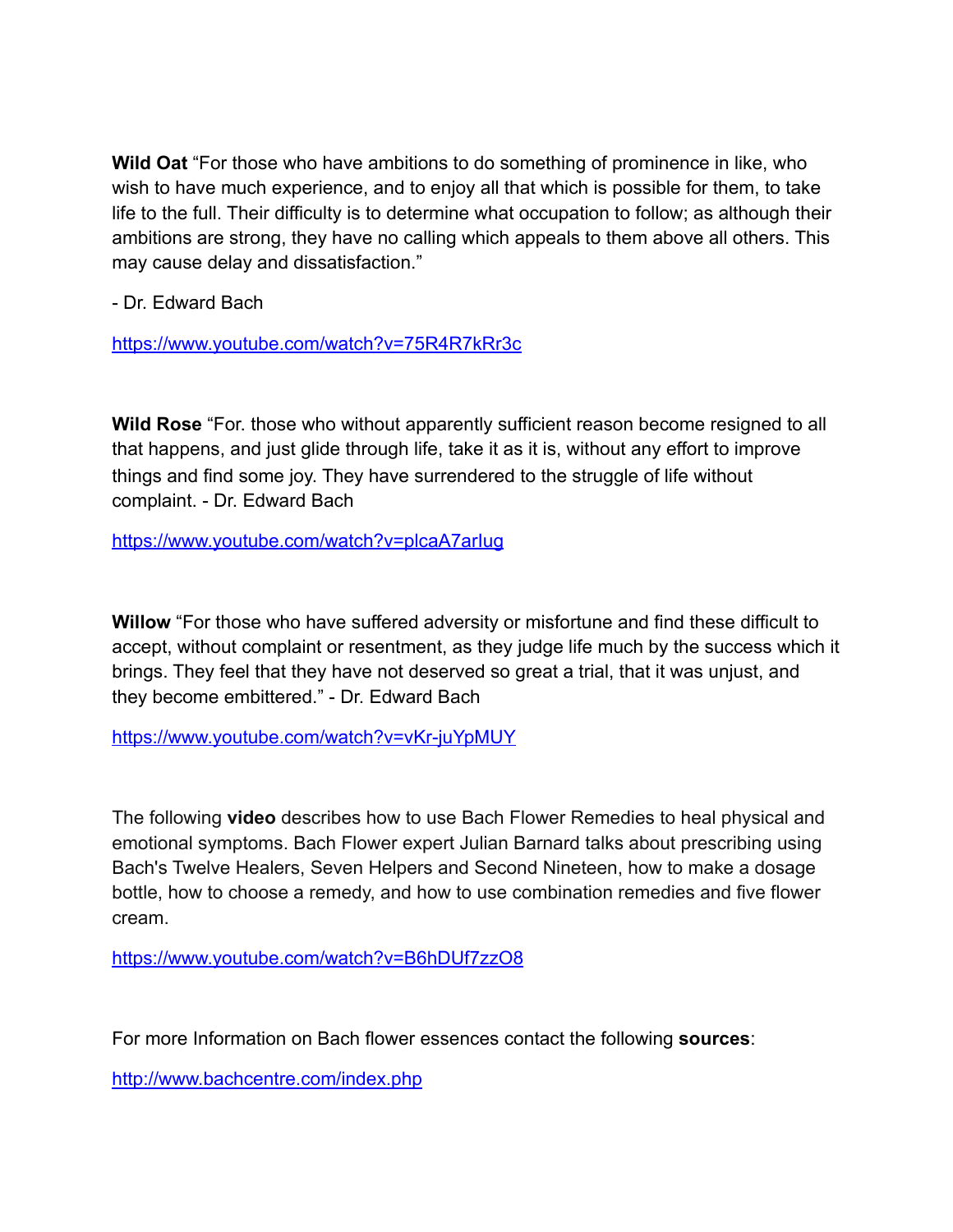**Wild Oat** “For those who have ambitions to do something of prominence in like, who wish to have much experience, and to enjoy all that which is possible for them, to take life to the full. Their difficulty is to determine what occupation to follow; as although their ambitions are strong, they have no calling which appeals to them above all others. This may cause delay and dissatisfaction.”

- Dr. Edward Bach

https://www.youtube.com/watch?v=75R4R7kRr3c

**Wild Rose** “For. those who without apparently sufficient reason become resigned to all that happens, and just glide through life, take it as it is, without any effort to improve things and find some joy. They have surrendered to the struggle of life without complaint. - Dr. Edward Bach

https://www.youtube.com/watch?v=plcaA7arIug

**Willow** “For those who have suffered adversity or misfortune and find these difficult to accept, without complaint or resentment, as they judge life much by the success which it brings. They feel that they have not deserved so great a trial, that it was unjust, and they become embittered.” - Dr. Edward Bach

https://www.youtube.com/watch?v=vKr-juYpMUY

The following **video** describes how to use Bach Flower Remedies to heal physical and emotional symptoms. Bach Flower expert Julian Barnard talks about prescribing using Bach's Twelve Healers, Seven Helpers and Second Nineteen, how to make a dosage bottle, how to choose a remedy, and how to use combination remedies and five flower cream.

https://www.youtube.com/watch?v=B6hDUf7zzO8

For more Information on Bach flower essences contact the following **sources**:

http://www.bachcentre.com/index.php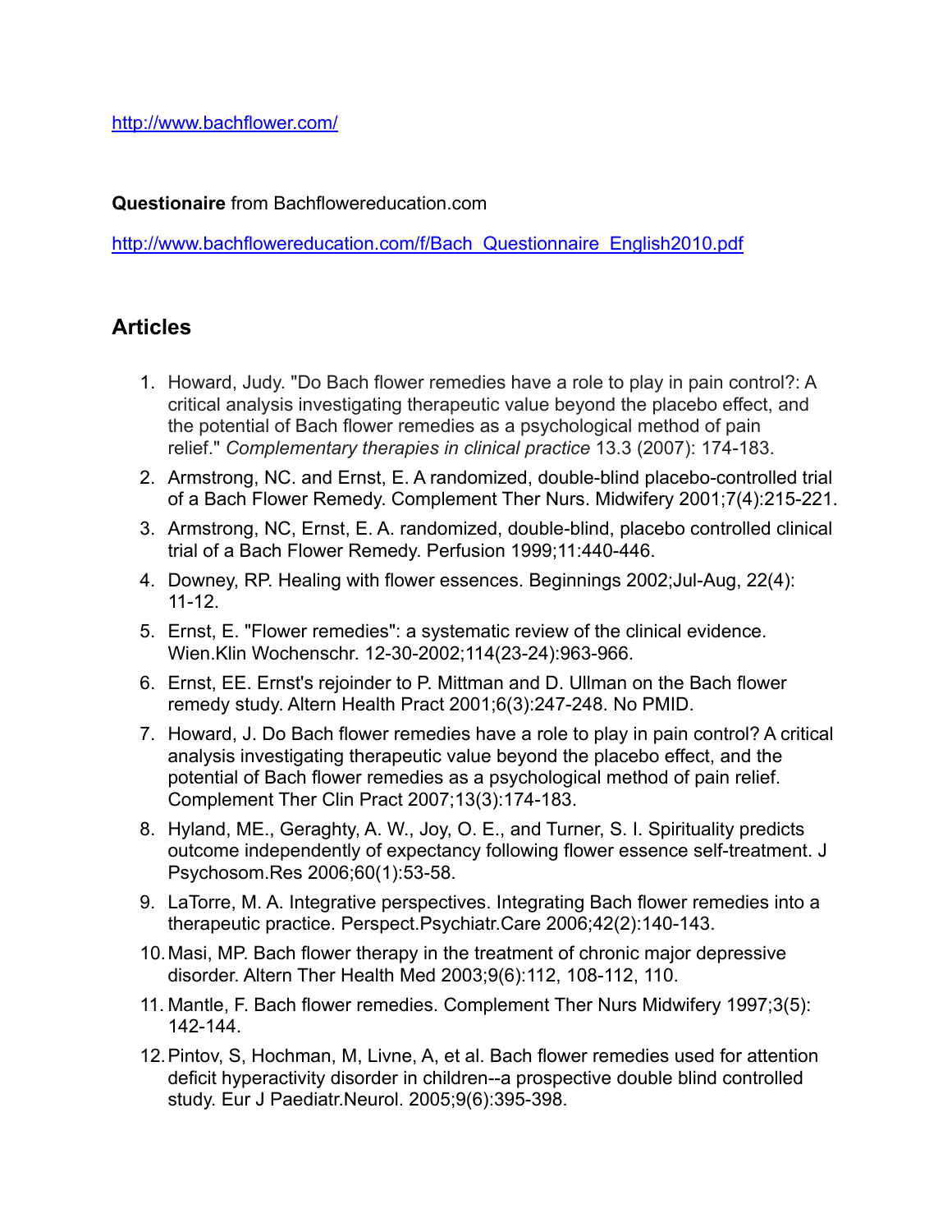http://www.bachflower.com/

**Questionaire** from Bachflowereducation.com

http://www.bachflowereducation.com/f/Bach_Questionnaire_English2010.pdf

## Articles

1. Howard, Judy. "Do Bach flower remedies have a role to play in pain control?: A critical analysis investigating therapeutic value beyond the placebo effect, and the potential of Bach flower remedies as a psychological method of pain relief." *Complementary therapies in clinical practice* 13.3 (2007): 174-183.
2. Armstrong, NC. and Ernst, E. A randomized, double-blind placebo-controlled trial of a Bach Flower Remedy. Complement Ther Nurs. Midwifery 2001;7(4):215-221.
3. Armstrong, NC, Ernst, E. A. randomized, double-blind, placebo controlled clinical trial of a Bach Flower Remedy. Perfusion 1999;11:440-446.
4. Downey, RP. Healing with flower essences. Beginnings 2002;Jul-Aug, 22(4): 11-12.
5. Ernst, E. "Flower remedies": a systematic review of the clinical evidence. Wien.Klin Wochenschr. 12-30-2002;114(23-24):963-966.
6. Ernst, EE. Ernst's rejoinder to P. Mittman and D. Ullman on the Bach flower remedy study. Altern Health Pract 2001;6(3):247-248. No PMID.
7. Howard, J. Do Bach flower remedies have a role to play in pain control? A critical analysis investigating therapeutic value beyond the placebo effect, and the potential of Bach flower remedies as a psychological method of pain relief. Complement Ther Clin Pract 2007;13(3):174-183.
8. Hyland, ME., Geraghty, A. W., Joy, O. E., and Turner, S. I. Spirituality predicts outcome independently of expectancy following flower essence self-treatment. J Psychosom.Res 2006;60(1):53-58.
9. LaTorre, M. A. Integrative perspectives. Integrating Bach flower remedies into a therapeutic practice. Perspect.Psychiatr.Care 2006;42(2):140-143.
10. Masi, MP. Bach flower therapy in the treatment of chronic major depressive disorder. Altern Ther Health Med 2003;9(6):112, 108-112, 110.
11. Mantle, F. Bach flower remedies. Complement Ther Nurs Midwifery 1997;3(5): 142-144.
12. Pintov, S, Hochman, M, Livne, A, et al. Bach flower remedies used for attention deficit hyperactivity disorder in children--a prospective double blind controlled study. Eur J Paediatr.Neurol. 2005;9(6):395-398.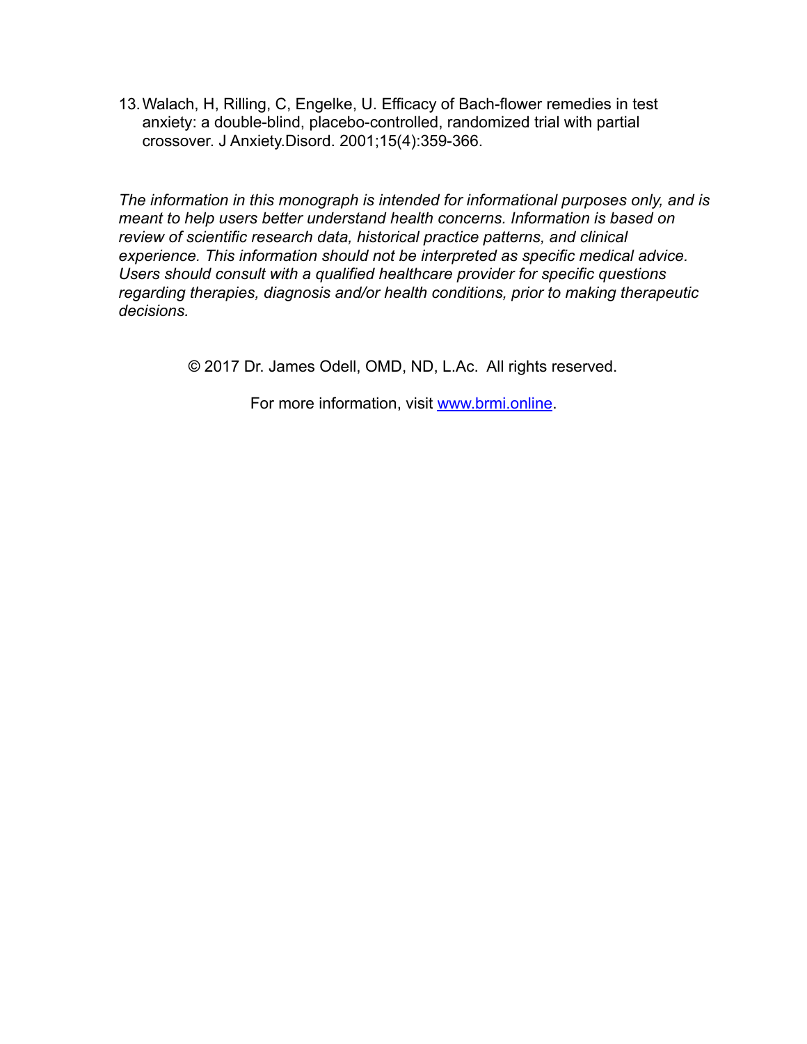13. Walach, H, Rilling, C, Engelke, U. Efficacy of Bach-flower remedies in test anxiety: a double-blind, placebo-controlled, randomized trial with partial crossover. J Anxiety.Disord. 2001;15(4):359-366.

*The information in this monograph is intended for informational purposes only, and is meant to help users better understand health concerns. Information is based on review of scientific research data, historical practice patterns, and clinical experience. This information should not be interpreted as specific medical advice. Users should consult with a qualified healthcare provider for specific questions regarding therapies, diagnosis and/or health conditions, prior to making therapeutic decisions.*

© 2017 Dr. James Odell, OMD, ND, L.Ac. All rights reserved.

For more information, visit [www.brmi.online](http://www.brmi.online).